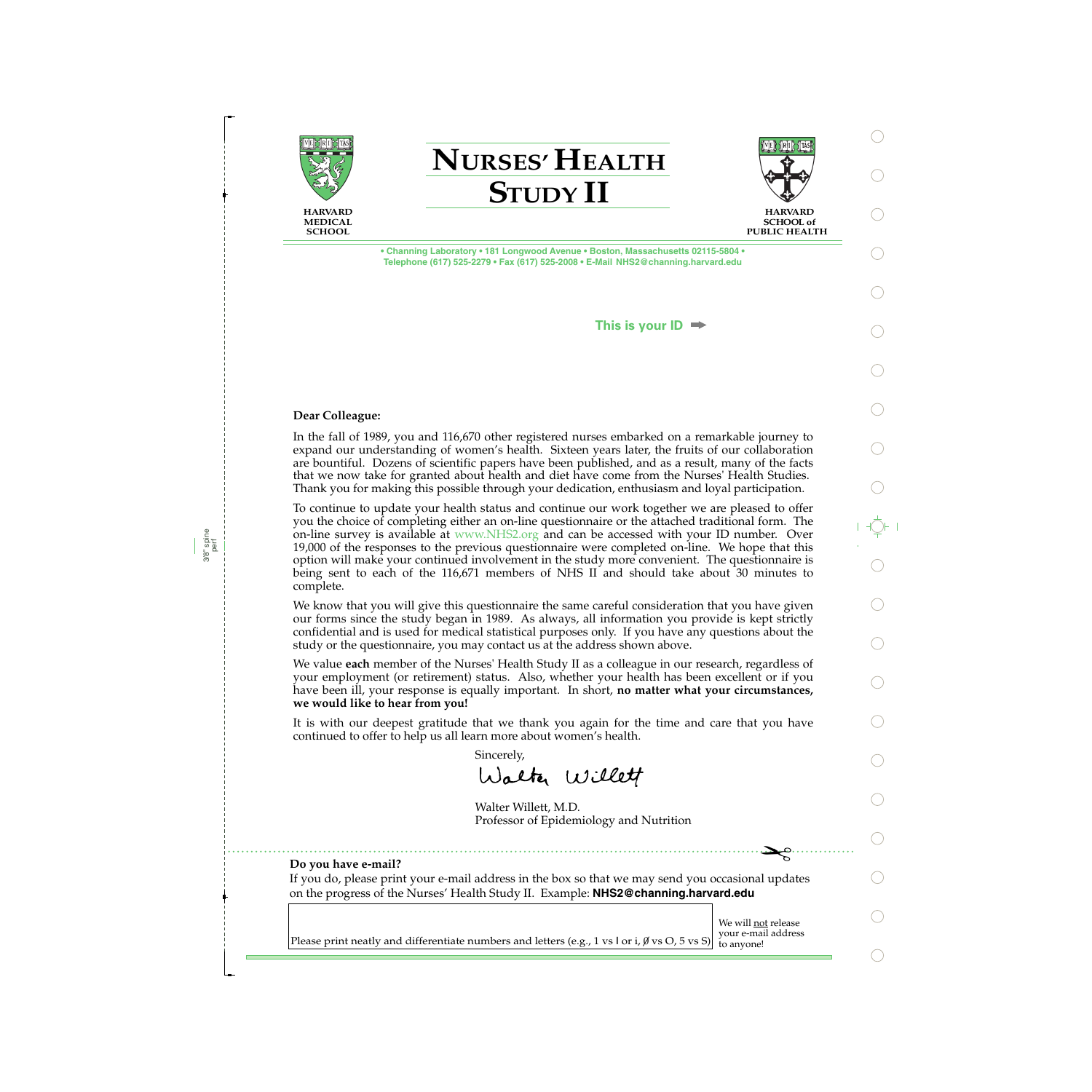HARVARD MEDICAL SCHOOL

# NURSES' HEALTH STUDY II

HARVARD SCHOOL of PUBLIC HEALTH

• Channing Laboratory • 181 Longwood Avenue • Boston, Massachusetts 02115-5804 •
Telephone (617) 525-2279 • Fax (617) 525-2008 • E-Mail NHS2@channing.harvard.edu

This is your ID ➡

**Dear Colleague:**

In the fall of 1989, you and 116,670 other registered nurses embarked on a remarkable journey to expand our understanding of women's health. Sixteen years later, the fruits of our collaboration are bountiful. Dozens of scientific papers have been published, and as a result, many of the facts that we now take for granted about health and diet have come from the Nurses' Health Studies. Thank you for making this possible through your dedication, enthusiasm and loyal participation.

To continue to update your health status and continue our work together we are pleased to offer you the choice of completing either an on-line questionnaire or the attached traditional form. The on-line survey is available at www.NHS2.org and can be accessed with your ID number. Over 19,000 of the responses to the previous questionnaire were completed on-line. We hope that this option will make your continued involvement in the study more convenient. The questionnaire is being sent to each of the 116,671 members of NHS II and should take about 30 minutes to complete.

We know that you will give this questionnaire the same careful consideration that you have given our forms since the study began in 1989. As always, all information you provide is kept strictly confidential and is used for medical statistical purposes only. If you have any questions about the study or the questionnaire, you may contact us at the address shown above.

We value **each** member of the Nurses' Health Study II as a colleague in our research, regardless of your employment (or retirement) status. Also, whether your health has been excellent or if you have been ill, your response is equally important. In short, **no matter what your circumstances, we would like to hear from you!**

It is with our deepest gratitude that we thank you again for the time and care that you have continued to offer to help us all learn more about women's health.

Sincerely,

Walter Willett

Walter Willett, M.D.
Professor of Epidemiology and Nutrition

---

**Do you have e-mail?**

If you do, please print your e-mail address in the box so that we may send you occasional updates on the progress of the Nurses' Health Study II. Example: **NHS2@channing.harvard.edu**

Please print neatly and differentiate numbers and letters (e.g., 1 vs l or i, Ø vs O, 5 vs S)

We will not release your e-mail address to anyone!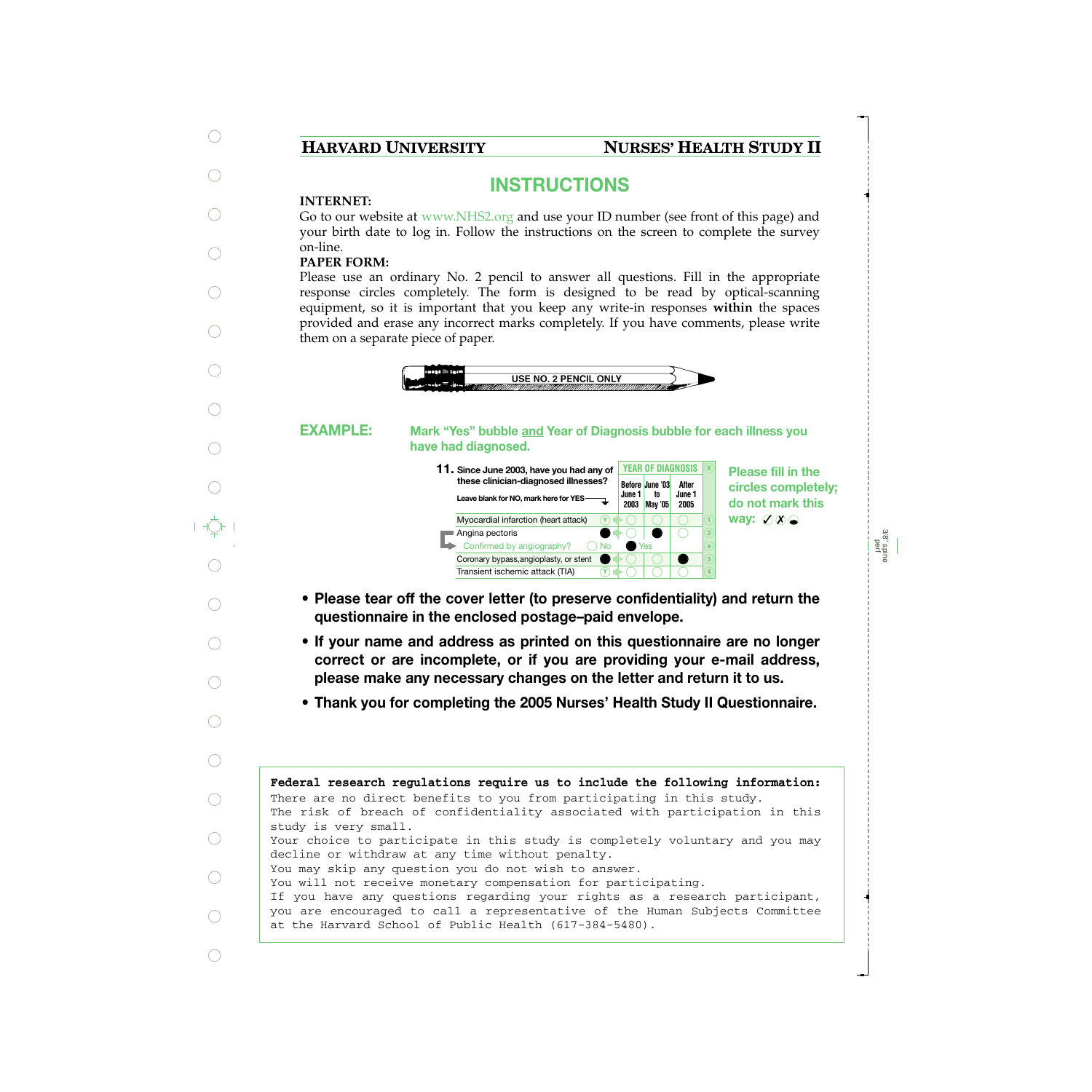**HARVARD UNIVERSITY** **NURSES' HEALTH STUDY II**

# INSTRUCTIONS

**INTERNET:**

Go to our website at www.NHS2.org and use your ID number (see front of this page) and your birth date to log in. Follow the instructions on the screen to complete the survey on-line.

**PAPER FORM:**

Please use an ordinary No. 2 pencil to answer all questions. Fill in the appropriate response circles completely. The form is designed to be read by optical-scanning equipment, so it is important that you keep any write-in responses **within** the spaces provided and erase any incorrect marks completely. If you have comments, please write them on a separate piece of paper.

USE NO. 2 PENCIL ONLY

## EXAMPLE:

**Mark "Yes" bubble and Year of Diagnosis bubble for each illness you have had diagnosed.**

**11. Since June 2003, have you had any of these clinician-diagnosed illnesses?**

Leave blank for NO, mark here for YES

| | YES | YEAR OF DIAGNOSIS: Before June 1 2003 | June '03 to May '05 | After June 1 2005 | |
|---|---|---|---|---|---|
| Myocardial infarction (heart attack) | ○ | ○ | ○ | ○ | 1 |
| Angina pectoris | ● | ○ | ● | ○ | 2 |
| Confirmed by angiography? | ○ No | ● Yes | | | a |
| Coronary bypass, angioplasty, or stent | ● | ○ | ○ | ● | 3 |
| Transient ischemic attack (TIA) | ○ | ○ | ○ | ○ | 4 |

**Please fill in the circles completely; do not mark this way: ✓ ✗ ◒**

- **Please tear off the cover letter (to preserve confidentiality) and return the questionnaire in the enclosed postage–paid envelope.**
- **If your name and address as printed on this questionnaire are no longer correct or are incomplete, or if you are providing your e-mail address, please make any necessary changes on the letter and return it to us.**
- **Thank you for completing the 2005 Nurses' Health Study II Questionnaire.**

**Federal research regulations require us to include the following information:**

There are no direct benefits to you from participating in this study.
The risk of breach of confidentiality associated with participation in this study is very small.
Your choice to participate in this study is completely voluntary and you may decline or withdraw at any time without penalty.
You may skip any question you do not wish to answer.
You will not receive monetary compensation for participating.
If you have any questions regarding your rights as a research participant, you are encouraged to call a representative of the Human Subjects Committee at the Harvard School of Public Health (617-384-5480).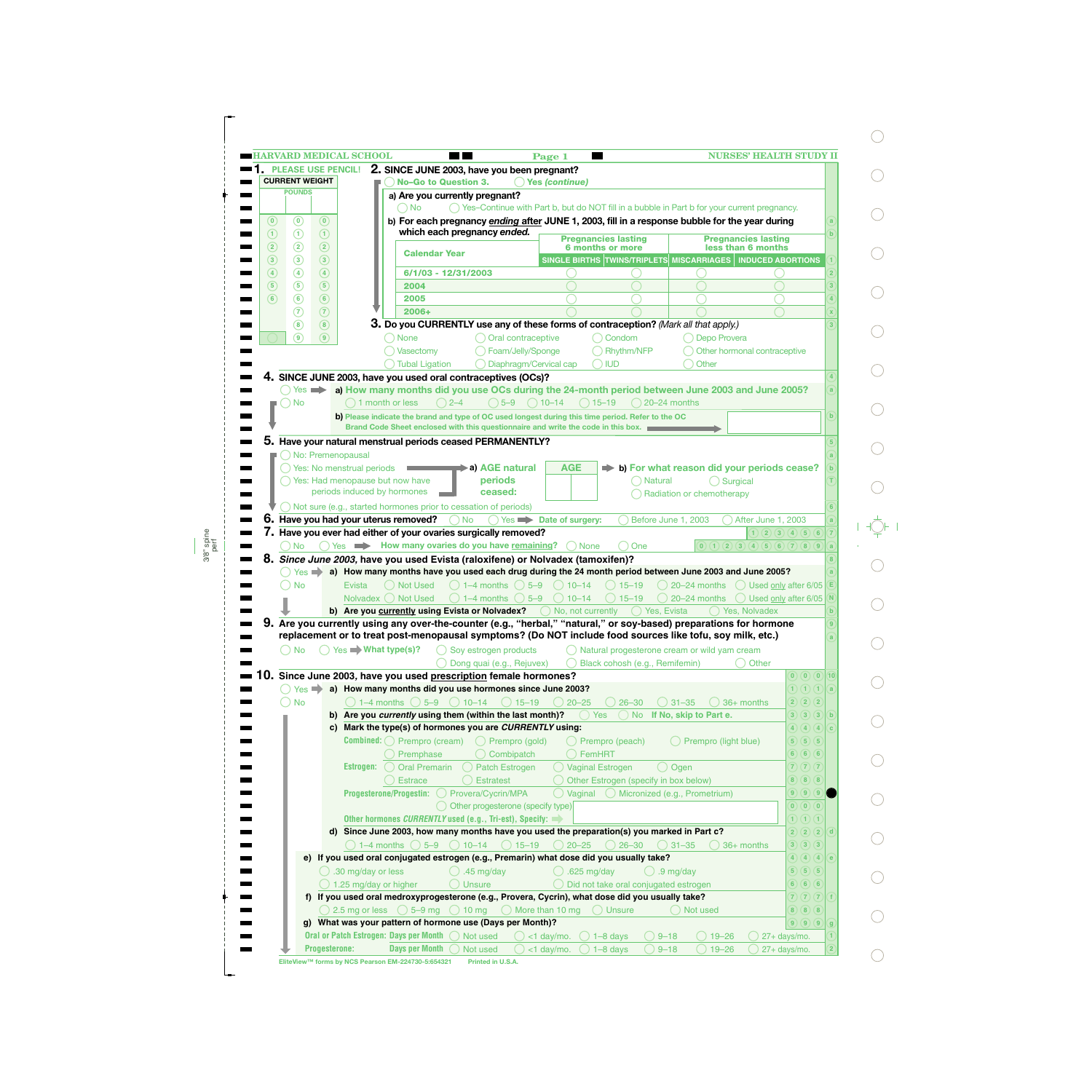HARVARD MEDICAL SCHOOL — NURSES' HEALTH STUDY II

**1.** PLEASE USE PENCIL!

CURRENT WEIGHT

POUNDS

| | | |
|---|---|---|
| 0 | 0 | 0 |
| 1 | 1 | 1 |
| 2 | 2 | 2 |
| 3 | 3 | 3 |
| 4 | 4 | 4 |
| 5 | 5 | 5 |
| 6 | 6 | 6 |
| | 7 | 7 |
| | 8 | 8 |
| | 9 | 9 |

**2. SINCE JUNE 2003, have you been pregnant?**

◯ No–Go to Question 3. ◯ Yes *(continue)*

a) Are you currently pregnant?
◯ No ◯ Yes–Continue with Part b, but do NOT fill in a bubble in Part b for your current pregnancy.

b) For each pregnancy ***ending*** **after** JUNE 1, 2003, fill in a response bubble for the year during which each pregnancy ***ended.***

| Calendar Year | Pregnancies lasting 6 months or more | | Pregnancies lasting less than 6 months | |
|---|---|---|---|---|
| | SINGLE BIRTHS | TWINS/TRIPLETS | MISCARRIAGES | INDUCED ABORTIONS |
| 6/1/03 - 12/31/2003 | ◯ | ◯ | ◯ | ◯ |
| 2004 | ◯ | ◯ | ◯ | ◯ |
| 2005 | ◯ | ◯ | ◯ | ◯ |
| 2006+ | ◯ | ◯ | ◯ | ◯ |

**3. Do you CURRENTLY use any of these forms of contraception?** *(Mark all that apply.)*

◯ None ◯ Oral contraceptive ◯ Condom ◯ Depo Provera
◯ Vasectomy ◯ Foam/Jelly/Sponge ◯ Rhythm/NFP ◯ Other hormonal contraceptive
◯ Tubal Ligation ◯ Diaphragm/Cervical cap ◯ IUD ◯ Other

**4. SINCE JUNE 2003, have you used oral contraceptives (OCs)?**

◯ Yes → **a) How many months did you use OCs during the 24-month period between June 2003 and June 2005?**
◯ 1 month or less ◯ 2–4 ◯ 5–9 ◯ 10–14 ◯ 15–19 ◯ 20–24 months

◯ No

**b)** Please indicate the brand and type of OC used longest during this time period. Refer to the OC Brand Code Sheet enclosed with this questionnaire and write the code in this box. → [ ]

**5. Have your natural menstrual periods ceased PERMANENTLY?**

◯ No: Premenopausal
◯ Yes: No menstrual periods → **a) AGE natural periods ceased:** AGE [ ] → **b) For what reason did your periods cease?** ◯ Natural ◯ Surgical ◯ Radiation or chemotherapy
◯ Yes: Had menopause but now have periods induced by hormones
◯ Not sure (e.g., started hormones prior to cessation of periods)

**6. Have you had your uterus removed?** ◯ No ◯ Yes → **Date of surgery:** ◯ Before June 1, 2003 ◯ After June 1, 2003

**7. Have you ever had either of your ovaries surgically removed?**

◯ No ◯ Yes → **How many ovaries do you have remaining?** ◯ None ◯ One

**8. *Since June 2003,* have you used Evista (raloxifene) or Nolvadex (tamoxifen)?**

◯ Yes → **a) How many months have you used each drug during the 24 month period between June 2003 and June 2005?**

◯ No

| | | | | | | | |
|---|---|---|---|---|---|---|---|
| Evista | ◯ Not Used | ◯ 1–4 months | ◯ 5–9 | ◯ 10–14 | ◯ 15–19 | ◯ 20–24 months | ◯ Used only after 6/05 |
| Nolvadex | ◯ Not Used | ◯ 1–4 months | ◯ 5–9 | ◯ 10–14 | ◯ 15–19 | ◯ 20–24 months | ◯ Used only after 6/05 |

**b) Are you currently using Evista or Nolvadex?** ◯ No, not currently ◯ Yes, Evista ◯ Yes, Nolvadex

**9. Are you currently using any over-the-counter (e.g., "herbal," "natural," or soy-based) preparations for hormone replacement or to treat post-menopausal symptoms? (Do NOT include food sources like tofu, soy milk, etc.)**

◯ No ◯ Yes → **What type(s)?**
◯ Soy estrogen products ◯ Natural progesterone cream or wild yam cream
◯ Dong quai (e.g., Rejuvex) ◯ Black cohosh (e.g., Remifemin) ◯ Other

**10. Since June 2003, have you used prescription female hormones?**

◯ Yes → **a) How many months did you use hormones since June 2003?**
◯ 1–4 months ◯ 5–9 ◯ 10–14 ◯ 15–19 ◯ 20–25 ◯ 26–30 ◯ 31–35 ◯ 36+ months

◯ No

**b) Are you *currently* using them (within the last month)?** ◯ Yes ◯ No **If No, skip to Part e.**

**c) Mark the type(s) of hormones you are *CURRENTLY* using:**

**Combined:** ◯ Prempro (cream) ◯ Prempro (gold) ◯ Prempro (peach) ◯ Prempro (light blue) ◯ Premphase ◯ Combipatch ◯ FemHRT

**Estrogen:** ◯ Oral Premarin ◯ Patch Estrogen ◯ Vaginal Estrogen ◯ Ogen ◯ Estrace ◯ Estratest ◯ Other Estrogen (specify in box below)

**Progesterone/Progestin:** ◯ Provera/Cycrin/MPA ◯ Vaginal ◯ Micronized (e.g., Prometrium) ◯ Other progesterone (specify type)

**Other hormones *CURRENTLY* used (e.g., Tri-est), Specify:** → [ ]

**d) Since June 2003, how many months have you used the preparation(s) you marked in Part c?**
◯ 1–4 months ◯ 5–9 ◯ 10–14 ◯ 15–19 ◯ 20–25 ◯ 26–30 ◯ 31–35 ◯ 36+ months

**e) If you used oral conjugated estrogen (e.g., Premarin) what dose did you usually take?**
◯ .30 mg/day or less ◯ .45 mg/day ◯ .625 mg/day ◯ .9 mg/day
◯ 1.25 mg/day or higher ◯ Unsure ◯ Did not take oral conjugated estrogen

**f) If you used oral medroxyprogesterone (e.g., Provera, Cycrin), what dose did you usually take?**
◯ 2.5 mg or less ◯ 5–9 mg ◯ 10 mg ◯ More than 10 mg ◯ Unsure ◯ Not used

**g) What was your pattern of hormone use (Days per Month)?**

| | | | | | | | |
|---|---|---|---|---|---|---|---|
| Oral or Patch Estrogen: Days per Month | ◯ Not used | ◯ <1 day/mo. | ◯ 1–8 days | ◯ 9–18 | ◯ 19–26 | ◯ 27+ days/mo. |
| Progesterone: Days per Month | ◯ Not used | ◯ <1 day/mo. | ◯ 1–8 days | ◯ 9–18 | ◯ 19–26 | ◯ 27+ days/mo. |

EliteView™ forms by NCS Pearson EM-224730-5:654321 Printed in U.S.A.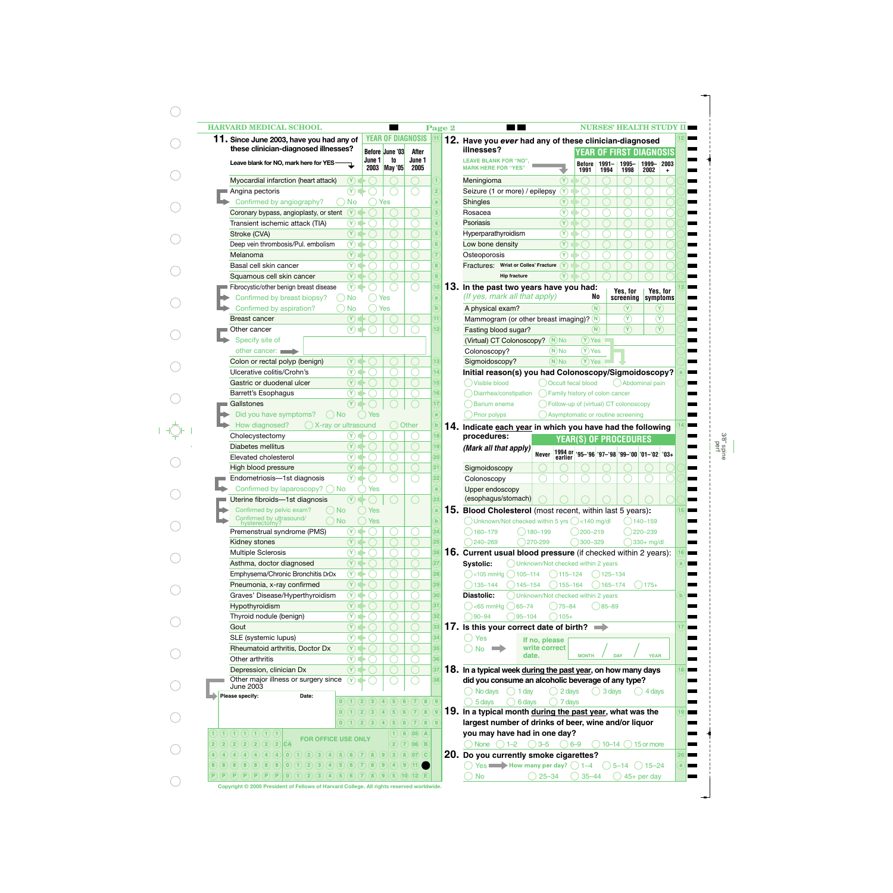## HARVARD MEDICAL SCHOOL — Page 2 — NURSES' HEALTH STUDY II

### 11. Since June 2003, have you had any of these clinician-diagnosed illnesses?

Leave blank for NO, mark here for YES

| Illness | Yes | YEAR OF DIAGNOSIS: Before June 1 2003 | June '03 to May '05 | After June 1 2005 |
|---|---|---|---|---|
| Myocardial infarction (heart attack) | (Y) | ◯ | ◯ | ◯ |
| Angina pectoris | (Y) | ◯ | ◯ | ◯ |
| Confirmed by angiography? ◯ No ◯ Yes | | | | |
| Coronary bypass, angioplasty, or stent | (Y) | ◯ | ◯ | ◯ |
| Transient ischemic attack (TIA) | (Y) | ◯ | ◯ | ◯ |
| Stroke (CVA) | (Y) | ◯ | ◯ | ◯ |
| Deep vein thrombosis/Pul. embolism | (Y) | ◯ | ◯ | ◯ |
| Melanoma | (Y) | ◯ | ◯ | ◯ |
| Basal cell skin cancer | (Y) | ◯ | ◯ | ◯ |
| Squamous cell skin cancer | (Y) | ◯ | ◯ | ◯ |
| Fibrocystic/other benign breast disease | (Y) | ◯ | ◯ | ◯ |
| Confirmed by breast biopsy? ◯ No ◯ Yes | | | | |
| Confirmed by aspiration? ◯ No ◯ Yes | | | | |
| Breast cancer | (Y) | ◯ | ◯ | ◯ |
| Other cancer | (Y) | ◯ | ◯ | ◯ |
| Specify site of other cancer: ______ | | | | |
| Colon or rectal polyp (benign) | (Y) | ◯ | ◯ | ◯ |
| Ulcerative colitis/Crohn's | (Y) | ◯ | ◯ | ◯ |
| Gastric or duodenal ulcer | (Y) | ◯ | ◯ | ◯ |
| Barrett's Esophagus | (Y) | ◯ | ◯ | ◯ |
| Gallstones | (Y) | ◯ | ◯ | ◯ |
| Did you have symptoms? ◯ No ◯ Yes | | | | |
| How diagnosed? ◯ X-ray or ultrasound ◯ Other | | | | |
| Cholecystectomy | (Y) | ◯ | ◯ | ◯ |
| Diabetes mellitus | (Y) | ◯ | ◯ | ◯ |
| Elevated cholesterol | (Y) | ◯ | ◯ | ◯ |
| High blood pressure | (Y) | ◯ | ◯ | ◯ |
| Endometriosis—1st diagnosis | (Y) | ◯ | ◯ | ◯ |
| Confirmed by laparoscopy? ◯ No ◯ Yes | | | | |
| Uterine fibroids—1st diagnosis | (Y) | ◯ | ◯ | ◯ |
| Confirmed by pelvic exam? ◯ No ◯ Yes | | | | |
| Confirmed by ultrasound/hysterectomy? ◯ No ◯ Yes | | | | |
| Premenstrual syndrome (PMS) | (Y) | ◯ | ◯ | ◯ |
| Kidney stones | (Y) | ◯ | ◯ | ◯ |
| Multiple Sclerosis | (Y) | ◯ | ◯ | ◯ |
| Asthma, doctor diagnosed | (Y) | ◯ | ◯ | ◯ |
| Emphysema/Chronic Bronchitis DrDx | (Y) | ◯ | ◯ | ◯ |
| Pneumonia, x-ray confirmed | (Y) | ◯ | ◯ | ◯ |
| Graves' Disease/Hyperthyroidism | (Y) | ◯ | ◯ | ◯ |
| Hypothyroidism | (Y) | ◯ | ◯ | ◯ |
| Thyroid nodule (benign) | (Y) | ◯ | ◯ | ◯ |
| Gout | (Y) | ◯ | ◯ | ◯ |
| SLE (systemic lupus) | (Y) | ◯ | ◯ | ◯ |
| Rheumatoid arthritis, Doctor Dx | (Y) | ◯ | ◯ | ◯ |
| Other arthritis | (Y) | ◯ | ◯ | ◯ |
| Depression, clinician Dx | (Y) | ◯ | ◯ | ◯ |
| Other major illness or surgery since June 2003 | (Y) | ◯ | ◯ | ◯ |

Please specify: ______ Date: ______

FOR OFFICE USE ONLY

### 12. Have you *ever* had any of these clinician-diagnosed illnesses?

LEAVE BLANK FOR "NO", MARK HERE FOR "YES"

| Illness | Yes | YEAR OF FIRST DIAGNOSIS: Before 1991 | 1991–1994 | 1995–1998 | 1999–2002 | 2003+ |
|---|---|---|---|---|---|---|
| Meningioma | (Y) | ◯ | ◯ | ◯ | ◯ | ◯ |
| Seizure (1 or more) / epilepsy | (Y) | ◯ | ◯ | ◯ | ◯ | ◯ |
| Shingles | (Y) | ◯ | ◯ | ◯ | ◯ | ◯ |
| Rosacea | (Y) | ◯ | ◯ | ◯ | ◯ | ◯ |
| Psoriasis | (Y) | ◯ | ◯ | ◯ | ◯ | ◯ |
| Hyperparathyroidism | (Y) | ◯ | ◯ | ◯ | ◯ | ◯ |
| Low bone density | (Y) | ◯ | ◯ | ◯ | ◯ | ◯ |
| Osteoporosis | (Y) | ◯ | ◯ | ◯ | ◯ | ◯ |
| Fractures: Wrist or Colles' Fracture | (Y) | ◯ | ◯ | ◯ | ◯ | ◯ |
| Hip fracture | (Y) | ◯ | ◯ | ◯ | ◯ | ◯ |

### 13. In the past two years have you had:
*(If yes, mark all that apply)*

| Procedure | No | Yes, for screening | Yes, for symptoms |
|---|---|---|---|
| A physical exam? | (N) | (Y) | (Y) |
| Mammogram (or other breast imaging)? | (N) | (Y) | (Y) |
| Fasting blood sugar? | (N) | (Y) | (Y) |
| (Virtual) CT Colonoscopy? | (N) No | (Y) Yes | |
| Colonoscopy? | (N) No | (Y) Yes | |
| Sigmoidoscopy? | (N) No | (Y) Yes | |

**Initial reason(s) you had Colonoscopy/Sigmoidoscopy?**

◯ Visible blood ◯ Occult fecal blood ◯ Abdominal pain
◯ Diarrhea/constipation ◯ Family history of colon cancer
◯ Barium enema ◯ Follow-up of (virtual) CT colonoscopy
◯ Prior polyps ◯ Asymptomatic or routine screening

### 14. Indicate each year in which you have had the following procedures:
*(Mark all that apply)*

| Procedure | Never | YEAR(S) OF PROCEDURES: 1994 or earlier | '95–'96 | '97–'98 | '99–'00 | '01–'02 | '03+ |
|---|---|---|---|---|---|---|---|
| Sigmoidoscopy | ◯ | ◯ | ◯ | ◯ | ◯ | ◯ | ◯ |
| Colonoscopy | ◯ | ◯ | ◯ | ◯ | ◯ | ◯ | ◯ |
| Upper endoscopy (esophagus/stomach) | ◯ | ◯ | ◯ | ◯ | ◯ | ◯ | ◯ |

### 15. Blood Cholesterol (most recent, within last 5 years):

◯ Unknown/Not checked within 5 yrs ◯ <140 mg/dl ◯ 140–159
◯ 160–179 ◯ 180–199 ◯ 200–219 ◯ 220–239
◯ 240–269 ◯ 270–299 ◯ 300–329 ◯ 330+ mg/dl

### 16. Current usual blood pressure (if checked within 2 years):

**Systolic:** ◯ Unknown/Not checked within 2 years
◯ <105 mmHg ◯ 105–114 ◯ 115–124 ◯ 125–134
◯ 135–144 ◯ 145–154 ◯ 155–164 ◯ 165–174 ◯ 175+

**Diastolic:** ◯ Unknown/Not checked within 2 years
◯ <65 mmHg ◯ 65–74 ◯ 75–84 ◯ 85–89
◯ 90–94 ◯ 95–104 ◯ 105+

### 17. Is this your correct date of birth?

◯ Yes
◯ No → If no, please write correct date. MONTH / DAY / YEAR

### 18. In a typical week during the past year, on how many days did you consume an alcoholic beverage of any type?

◯ No days ◯ 1 day ◯ 2 days ◯ 3 days ◯ 4 days
◯ 5 days ◯ 6 days ◯ 7 days

### 19. In a typical month during the past year, what was the largest number of drinks of beer, wine and/or liquor you may have had in one day?

◯ None ◯ 1–2 ◯ 3–5 ◯ 6–9 ◯ 10–14 ◯ 15 or more

### 20. Do you currently smoke cigarettes?

◯ Yes → How many per day? ◯ 1–4 ◯ 5–14 ◯ 15–24
◯ No ◯ 25–34 ◯ 35–44 ◯ 45+ per day

Copyright © 2005 President of Fellows of Harvard College. All rights reserved worldwide.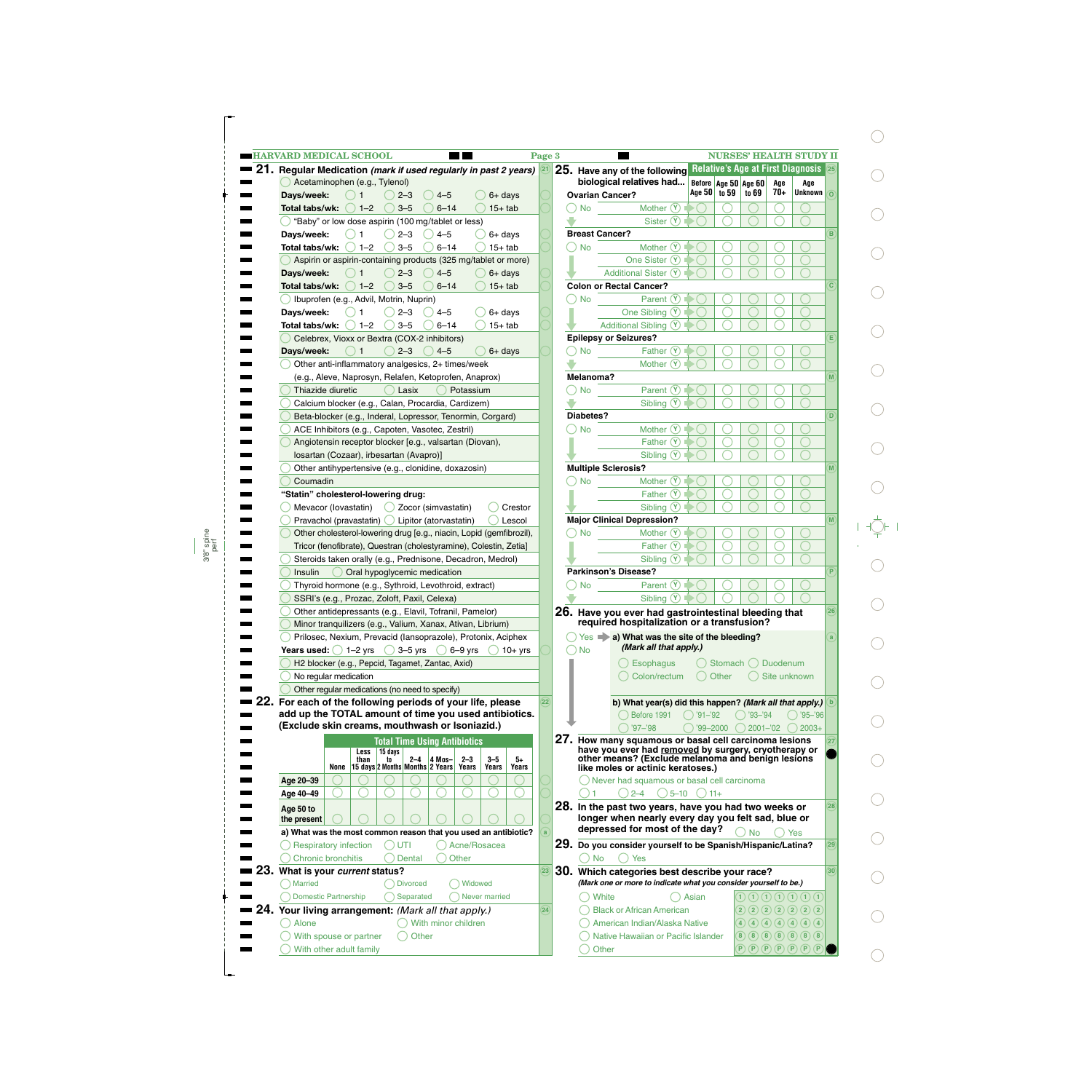## 21. Regular Medication *(mark if used regularly in past 2 years)*

- Acetaminophen (e.g., Tylenol)
  - **Days/week:** 1 | 2–3 | 4–5 | 6+ days
  - **Total tabs/wk:** 1–2 | 3–5 | 6–14 | 15+ tab
- "Baby" or low dose aspirin (100 mg/tablet or less)
  - **Days/week:** 1 | 2–3 | 4–5 | 6+ days
  - **Total tabs/wk:** 1–2 | 3–5 | 6–14 | 15+ tab
- Aspirin or aspirin-containing products (325 mg/tablet or more)
  - **Days/week:** 1 | 2–3 | 4–5 | 6+ days
  - **Total tabs/wk:** 1–2 | 3–5 | 6–14 | 15+ tab
- Ibuprofen (e.g., Advil, Motrin, Nuprin)
  - **Days/week:** 1 | 2–3 | 4–5 | 6+ days
  - **Total tabs/wk:** 1–2 | 3–5 | 6–14 | 15+ tab
- Celebrex, Vioxx or Bextra (COX-2 inhibitors)
  - **Days/week:** 1 | 2–3 | 4–5 | 6+ days
- Other anti-inflammatory analgesics, 2+ times/week (e.g., Aleve, Naprosyn, Relafen, Ketoprofen, Anaprox)
- Thiazide diuretic
- Lasix
- Potassium
- Calcium blocker (e.g., Calan, Procardia, Cardizem)
- Beta-blocker (e.g., Inderal, Lopressor, Tenormin, Corgard)
- ACE Inhibitors (e.g., Capoten, Vasotec, Zestril)
- Angiotensin receptor blocker [e.g., valsartan (Diovan), losartan (Cozaar), irbesartan (Avapro)]
- Other antihypertensive (e.g., clonidine, doxazosin)
- Coumadin
- **"Statin" cholesterol-lowering drug:**
  - Mevacor (lovastatin)
  - Zocor (simvastatin)
  - Crestor
  - Pravachol (pravastatin)
  - Lipitor (atorvastatin)
  - Lescol
- Other cholesterol-lowering drug [e.g., niacin, Lopid (gemfibrozil), Tricor (fenofibrate), Questran (cholestyramine), Colestin, Zetia]
- Steroids taken orally (e.g., Prednisone, Decadron, Medrol)
- Insulin
- Oral hypoglycemic medication
- Thyroid hormone (e.g., Sythroid, Levothroid, extract)
- SSRI's (e.g., Prozac, Zoloft, Paxil, Celexa)
- Other antidepressants (e.g., Elavil, Tofranil, Pamelor)
- Minor tranquilizers (e.g., Valium, Xanax, Ativan, Librium)
- Prilosec, Nexium, Prevacid (lansoprazole), Protonix, Aciphex
  - **Years used:** 1–2 yrs | 3–5 yrs | 6–9 yrs | 10+ yrs
- H2 blocker (e.g., Pepcid, Tagamet, Zantac, Axid)
- No regular medication
- Other regular medications (no need to specify)

## 22. For each of the following periods of your life, please add up the TOTAL amount of time you used antibiotics. (Exclude skin creams, mouthwash or Isoniazid.)

| | Total Time Using Antibiotics | | | | | | | |
|---|---|---|---|---|---|---|---|---|
| | None | Less than 15 days | 15 days to 2 Months | 2–4 Months | 4 Mos–2 Years | 2–3 Years | 3–5 Years | 5+ Years |
| Age 20–39 | ○ | ○ | ○ | ○ | ○ | ○ | ○ | ○ |
| Age 40–49 | ○ | ○ | ○ | ○ | ○ | ○ | ○ | ○ |
| Age 50 to the present | ○ | ○ | ○ | ○ | ○ | ○ | ○ | ○ |

**a) What was the most common reason that you used an antibiotic?**

- Respiratory infection
- UTI
- Acne/Rosacea
- Chronic bronchitis
- Dental
- Other

## 23. What is your *current* status?

- Married
- Divorced
- Widowed
- Domestic Partnership
- Separated
- Never married

## 24. Your living arrangement: *(Mark all that apply.)*

- Alone
- With minor children
- With spouse or partner
- Other
- With other adult family

## 25. Have any of the following biological relatives had...

| | | Relative's Age at First Diagnosis | | | | |
|---|---|---|---|---|---|---|
| | | Before Age 50 | Age 50 to 59 | Age 60 to 69 | Age 70+ | Age Unknown |
| **Ovarian Cancer?** | | | | | | |
| ○ No | Mother (Y) | ○ | ○ | ○ | ○ | ○ |
| | Sister (Y) | ○ | ○ | ○ | ○ | ○ |
| **Breast Cancer?** | | | | | | |
| ○ No | Mother (Y) | ○ | ○ | ○ | ○ | ○ |
| | One Sister (Y) | ○ | ○ | ○ | ○ | ○ |
| | Additional Sister (Y) | ○ | ○ | ○ | ○ | ○ |
| **Colon or Rectal Cancer?** | | | | | | |
| ○ No | Parent (Y) | ○ | ○ | ○ | ○ | ○ |
| | One Sibling (Y) | ○ | ○ | ○ | ○ | ○ |
| | Additional Sibling (Y) | ○ | ○ | ○ | ○ | ○ |
| **Epilepsy or Seizures?** | | | | | | |
| ○ No | Father (Y) | ○ | ○ | ○ | ○ | ○ |
| | Mother (Y) | ○ | ○ | ○ | ○ | ○ |
| **Melanoma?** | | | | | | |
| ○ No | Parent (Y) | ○ | ○ | ○ | ○ | ○ |
| | Sibling (Y) | ○ | ○ | ○ | ○ | ○ |
| **Diabetes?** | | | | | | |
| ○ No | Mother (Y) | ○ | ○ | ○ | ○ | ○ |
| | Father (Y) | ○ | ○ | ○ | ○ | ○ |
| | Sibling (Y) | ○ | ○ | ○ | ○ | ○ |
| **Multiple Sclerosis?** | | | | | | |
| ○ No | Mother (Y) | ○ | ○ | ○ | ○ | ○ |
| | Father (Y) | ○ | ○ | ○ | ○ | ○ |
| | Sibling (Y) | ○ | ○ | ○ | ○ | ○ |
| **Major Clinical Depression?** | | | | | | |
| ○ No | Mother (Y) | ○ | ○ | ○ | ○ | ○ |
| | Father (Y) | ○ | ○ | ○ | ○ | ○ |
| | Sibling (Y) | ○ | ○ | ○ | ○ | ○ |
| **Parkinson's Disease?** | | | | | | |
| ○ No | Parent (Y) | ○ | ○ | ○ | ○ | ○ |
| | Sibling (Y) | ○ | ○ | ○ | ○ | ○ |

## 26. Have you ever had gastrointestinal bleeding that required hospitalization or a transfusion?

- Yes → **a) What was the site of the bleeding?** *(Mark all that apply.)*
  - Esophagus
  - Stomach
  - Duodenum
  - Colon/rectum
  - Other
  - Site unknown
- No

**b) What year(s) did this happen?** *(Mark all that apply.)*

- Before 1991
- '91–'92
- '93–'94
- '95–'96
- '97–'98
- '99–2000
- 2001–'02
- 2003+

## 27. How many squamous or basal cell carcinoma lesions have you ever had removed by surgery, cryotherapy or other means? (Exclude melanoma and benign lesions like moles or actinic keratoses.)

- Never had squamous or basal cell carcinoma
- 1
- 2–4
- 5–10
- 11+

## 28. In the past two years, have you had two weeks or longer when nearly every day you felt sad, blue or depressed for most of the day?

- No
- Yes

## 29. Do you consider yourself to be Spanish/Hispanic/Latina?

- No
- Yes

## 30. Which categories best describe your race?

*(Mark one or more to indicate what you consider yourself to be.)*

- White
- Asian
- Black or African American
- American Indian/Alaska Native
- Native Hawaiian or Pacific Islander
- Other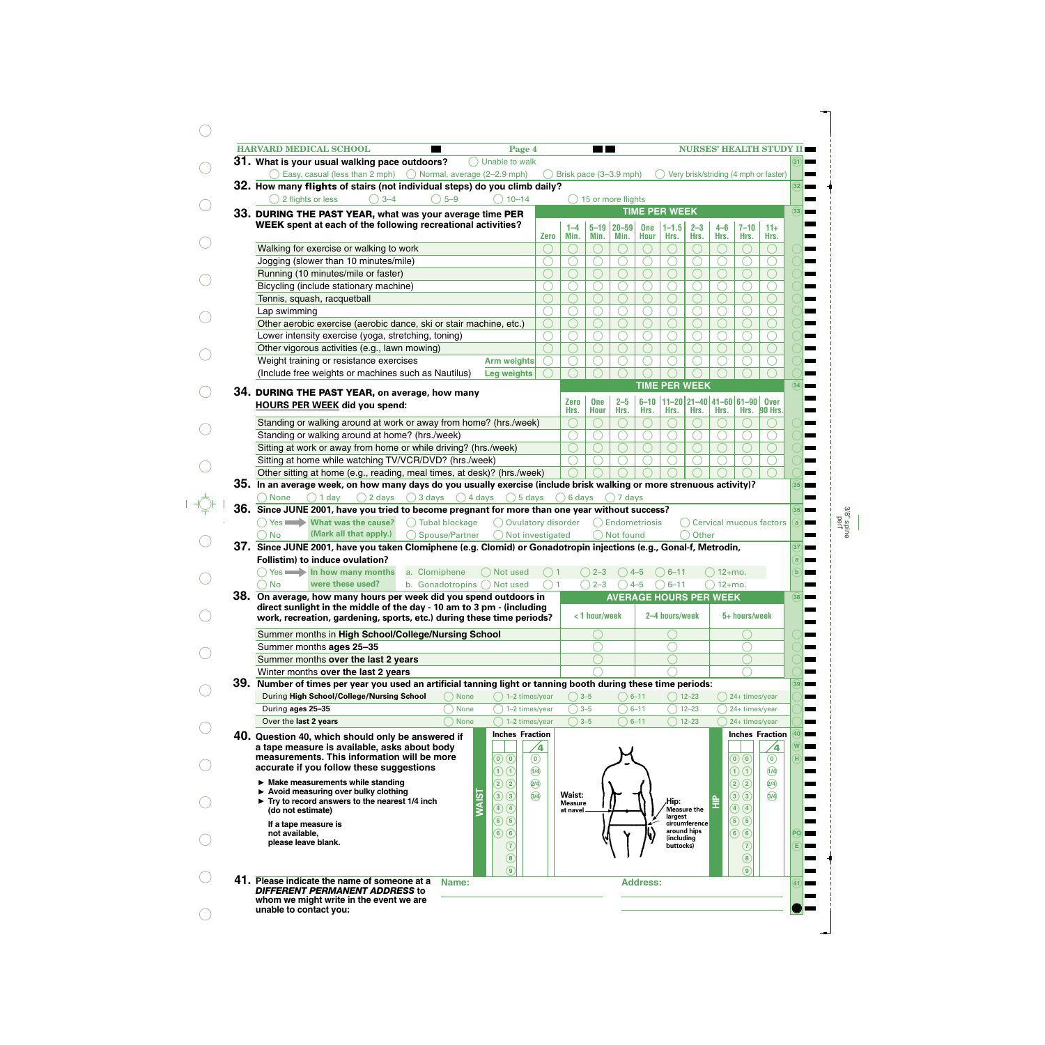**31. What is your usual walking pace outdoors?** ◯ Unable to walk

◯ Easy, casual (less than 2 mph) ◯ Normal, average (2–2.9 mph) ◯ Brisk pace (3–3.9 mph) ◯ Very brisk/striding (4 mph or faster)

**32. How many flights of stairs (not individual steps) do you climb daily?**

◯ 2 flights or less ◯ 3–4 ◯ 5–9 ◯ 10–14 ◯ 15 or more flights

**33. DURING THE PAST YEAR, what was your average time PER WEEK spent at each of the following recreational activities?**

| | | TIME PER WEEK | | | | | | | | | |
|---|---|---|---|---|---|---|---|---|---|---|---|
| | Zero | 1–4 Min. | 5–19 Min. | 20–59 Min. | One Hour | 1–1.5 Hrs. | 2–3 Hrs. | 4–6 Hrs. | 7–10 Hrs. | 11+ Hrs. |
| Walking for exercise or walking to work | ◯ | ◯ | ◯ | ◯ | ◯ | ◯ | ◯ | ◯ | ◯ | ◯ |
| Jogging (slower than 10 minutes/mile) | ◯ | ◯ | ◯ | ◯ | ◯ | ◯ | ◯ | ◯ | ◯ | ◯ |
| Running (10 minutes/mile or faster) | ◯ | ◯ | ◯ | ◯ | ◯ | ◯ | ◯ | ◯ | ◯ | ◯ |
| Bicycling (include stationary machine) | ◯ | ◯ | ◯ | ◯ | ◯ | ◯ | ◯ | ◯ | ◯ | ◯ |
| Tennis, squash, racquetball | ◯ | ◯ | ◯ | ◯ | ◯ | ◯ | ◯ | ◯ | ◯ | ◯ |
| Lap swimming | ◯ | ◯ | ◯ | ◯ | ◯ | ◯ | ◯ | ◯ | ◯ | ◯ |
| Other aerobic exercise (aerobic dance, ski or stair machine, etc.) | ◯ | ◯ | ◯ | ◯ | ◯ | ◯ | ◯ | ◯ | ◯ | ◯ |
| Lower intensity exercise (yoga, stretching, toning) | ◯ | ◯ | ◯ | ◯ | ◯ | ◯ | ◯ | ◯ | ◯ | ◯ |
| Other vigorous activities (e.g., lawn mowing) | ◯ | ◯ | ◯ | ◯ | ◯ | ◯ | ◯ | ◯ | ◯ | ◯ |
| Weight training or resistance exercises — Arm weights | ◯ | ◯ | ◯ | ◯ | ◯ | ◯ | ◯ | ◯ | ◯ | ◯ |
| (Include free weights or machines such as Nautilus) — Leg weights | ◯ | ◯ | ◯ | ◯ | ◯ | ◯ | ◯ | ◯ | ◯ | ◯ |

**34. DURING THE PAST YEAR, on average, how many HOURS PER WEEK did you spend:**

| | TIME PER WEEK | | | | | | | | |
|---|---|---|---|---|---|---|---|---|---|
| | Zero Hrs. | One Hour | 2–5 Hrs. | 6–10 Hrs. | 11–20 Hrs. | 21–40 Hrs. | 41–60 Hrs. | 61–90 Hrs. | Over 90 Hrs. |
| Standing or walking around at work or away from home? (hrs./week) | ◯ | ◯ | ◯ | ◯ | ◯ | ◯ | ◯ | ◯ | ◯ |
| Standing or walking around at home? (hrs./week) | ◯ | ◯ | ◯ | ◯ | ◯ | ◯ | ◯ | ◯ | ◯ |
| Sitting at work or away from home or while driving? (hrs./week) | ◯ | ◯ | ◯ | ◯ | ◯ | ◯ | ◯ | ◯ | ◯ |
| Sitting at home while watching TV/VCR/DVD? (hrs./week) | ◯ | ◯ | ◯ | ◯ | ◯ | ◯ | ◯ | ◯ | ◯ |
| Other sitting at home (e.g., reading, meal times, at desk)? (hrs./week) | ◯ | ◯ | ◯ | ◯ | ◯ | ◯ | ◯ | ◯ | ◯ |

**35. In an average week, on how many days do you usually exercise (include brisk walking or more strenuous activity)?**

◯ None ◯ 1 day ◯ 2 days ◯ 3 days ◯ 4 days ◯ 5 days ◯ 6 days ◯ 7 days

**36. Since JUNE 2001, have you tried to become pregnant for more than one year without success?**

◯ Yes → **What was the cause? (Mark all that apply.)** ◯ Tubal blockage ◯ Ovulatory disorder ◯ Endometriosis ◯ Cervical mucous factors ◯ Spouse/Partner ◯ Not investigated ◯ Not found ◯ Other

◯ No

**37. Since JUNE 2001, have you taken Clomiphene (e.g. Clomid) or Gonadotropin injections (e.g., Gonal-f, Metrodin, Follistim) to induce ovulation?**

◯ Yes → **In how many months were these used?**

| | | | | | | |
|---|---|---|---|---|---|---|
| a. Clomiphene | ◯ Not used | ◯ 1 | ◯ 2–3 | ◯ 4–5 | ◯ 6–11 | ◯ 12+mo. |
| b. Gonadotropins | ◯ Not used | ◯ 1 | ◯ 2–3 | ◯ 4–5 | ◯ 6–11 | ◯ 12+mo. |

◯ No

**38. On average, how many hours per week did you spend outdoors in direct sunlight in the middle of the day - 10 am to 3 pm - (including work, recreation, gardening, sports, etc.) during these time periods?**

| | AVERAGE HOURS PER WEEK | | |
|---|---|---|---|
| | < 1 hour/week | 2–4 hours/week | 5+ hours/week |
| Summer months in **High School/College/Nursing School** | ◯ | ◯ | ◯ |
| Summer months **ages 25–35** | ◯ | ◯ | ◯ |
| Summer months **over the last 2 years** | ◯ | ◯ | ◯ |
| Winter months **over the last 2 years** | ◯ | ◯ | ◯ |

**39. Number of times per year you used an artificial tanning light or tanning booth during these time periods:**

| | | | | | | |
|---|---|---|---|---|---|---|
| During **High School/College/Nursing School** | ◯ None | ◯ 1–2 times/year | ◯ 3–5 | ◯ 6–11 | ◯ 12–23 | ◯ 24+ times/year |
| During **ages 25–35** | ◯ None | ◯ 1–2 times/year | ◯ 3–5 | ◯ 6–11 | ◯ 12–23 | ◯ 24+ times/year |
| Over the **last 2 years** | ◯ None | ◯ 1–2 times/year | ◯ 3–5 | ◯ 6–11 | ◯ 12–23 | ◯ 24+ times/year |

**40. Question 40, which should only be answered if a tape measure is available, asks about body measurements. This information will be more accurate if you follow these suggestions**

- **Make measurements while standing**
- **Avoid measuring over bulky clothing**
- **Try to record answers to the nearest 1/4 inch (do not estimate)**

**If a tape measure is not available, please leave blank.**

**WAIST** — Inches / Fraction (/4): Inches ◯0–◯9; Fraction ◯0 ◯1/4 ◯2/4 ◯3/4

**Waist:** Measure at navel

**Hip:** Measure the largest circumference around hips (including buttocks)

**HIP** — Inches / Fraction (/4): Inches ◯0–◯9; Fraction ◯0 ◯1/4 ◯2/4 ◯3/4

**41. Please indicate the name of someone at a *DIFFERENT PERMANENT ADDRESS* to whom we might write in the event we are unable to contact you:**

**Name:** ____________________ **Address:** ____________________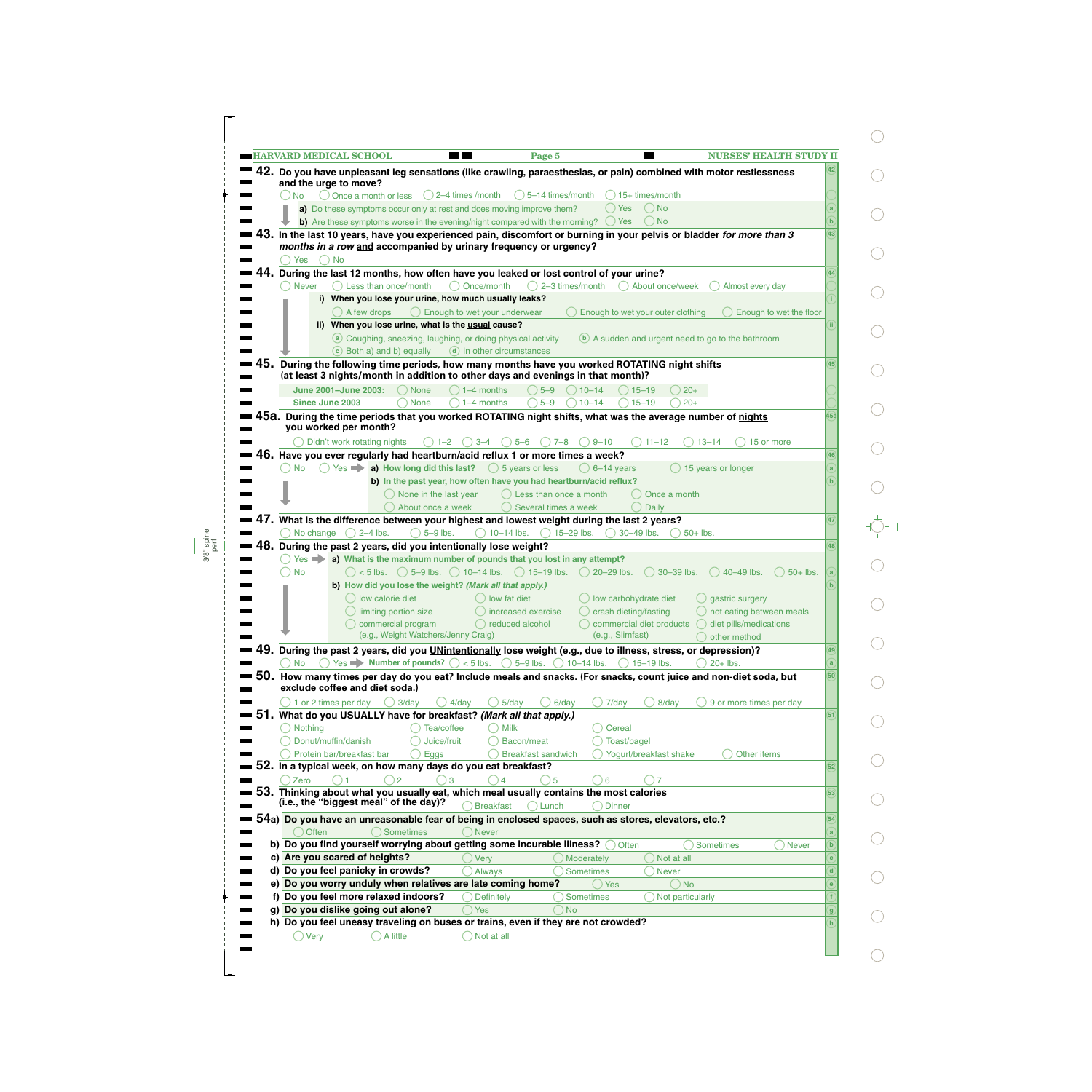**42. Do you have unpleasant leg sensations (like crawling, paraesthesias, or pain) combined with motor restlessness and the urge to move?**

○ No ○ Once a month or less ○ 2–4 times /month ○ 5–14 times/month ○ 15+ times/month

**a)** Do these symptoms occur only at rest and does moving improve them? ○ Yes ○ No

**b)** Are these symptoms worse in the evening/night compared with the morning? ○ Yes ○ No

**43. In the last 10 years, have you experienced pain, discomfort or burning in your pelvis or bladder *for more than 3 months in a row* and accompanied by urinary frequency or urgency?**

○ Yes ○ No

**44. During the last 12 months, how often have you leaked or lost control of your urine?**

○ Never ○ Less than once/month ○ Once/month ○ 2–3 times/month ○ About once/week ○ Almost every day

**i) When you lose your urine, how much usually leaks?**

○ A few drops ○ Enough to wet your underwear ○ Enough to wet your outer clothing ○ Enough to wet the floor

**ii) When you lose urine, what is the usual cause?**

ⓐ Coughing, sneezing, laughing, or doing physical activity ⓑ A sudden and urgent need to go to the bathroom

ⓒ Both a) and b) equally ⓓ In other circumstances

**45. During the following time periods, how many months have you worked ROTATING night shifts (at least 3 nights/month in addition to other days and evenings in that month)?**

| | | | | | | | |
|---|---|---|---|---|---|---|---|
| June 2001–June 2003: | ○ None | ○ 1–4 months | ○ 5–9 | ○ 10–14 | ○ 15–19 | ○ 20+ |
| Since June 2003 | ○ None | ○ 1–4 months | ○ 5–9 | ○ 10–14 | ○ 15–19 | ○ 20+ |

**45a. During the time periods that you worked ROTATING night shifts, what was the average number of nights you worked per month?**

○ Didn't work rotating nights ○ 1–2 ○ 3–4 ○ 5–6 ○ 7–8 ○ 9–10 ○ 11–12 ○ 13–14 ○ 15 or more

**46. Have you ever regularly had heartburn/acid reflux 1 or more times a week?**

○ No ○ Yes ➡ **a) How long did this last?** ○ 5 years or less ○ 6–14 years ○ 15 years or longer

**b) In the past year, how often have you had heartburn/acid reflux?**

○ None in the last year ○ Less than once a month ○ Once a month ○ About once a week ○ Several times a week ○ Daily

**47. What is the difference between your highest and lowest weight during the last 2 years?**

○ No change ○ 2–4 lbs. ○ 5–9 lbs. ○ 10–14 lbs. ○ 15–29 lbs. ○ 30–49 lbs. ○ 50+ lbs.

**48. During the past 2 years, did you intentionally lose weight?**

○ Yes ➡ **a) What is the maximum number of pounds that you lost in any attempt?**

○ No ○ < 5 lbs. ○ 5–9 lbs. ○ 10–14 lbs. ○ 15–19 lbs. ○ 20–29 lbs. ○ 30–39 lbs. ○ 40–49 lbs. ○ 50+ lbs.

**b) How did you lose the weight? *(Mark all that apply.)***

○ low calorie diet ○ low fat diet ○ low carbohydrate diet ○ gastric surgery
○ limiting portion size ○ increased exercise ○ crash dieting/fasting ○ not eating between meals
○ commercial program (e.g., Weight Watchers/Jenny Craig) ○ reduced alcohol ○ commercial diet products (e.g., Slimfast) ○ diet pills/medications
○ other method

**49. During the past 2 years, did you UNintentionally lose weight (e.g., due to illness, stress, or depression)?**

○ No ○ Yes ➡ **Number of pounds?** ○ < 5 lbs. ○ 5–9 lbs. ○ 10–14 lbs. ○ 15–19 lbs. ○ 20+ lbs.

**50. How many times per day do you eat? Include meals and snacks. (For snacks, count juice and non-diet soda, but exclude coffee and diet soda.)**

○ 1 or 2 times per day ○ 3/day ○ 4/day ○ 5/day ○ 6/day ○ 7/day ○ 8/day ○ 9 or more times per day

**51. What do you USUALLY have for breakfast? *(Mark all that apply.)***

○ Nothing ○ Tea/coffee ○ Milk ○ Cereal
○ Donut/muffin/danish ○ Juice/fruit ○ Bacon/meat ○ Toast/bagel
○ Protein bar/breakfast bar ○ Eggs ○ Breakfast sandwich ○ Yogurt/breakfast shake ○ Other items

**52. In a typical week, on how many days do you eat breakfast?**

○ Zero ○ 1 ○ 2 ○ 3 ○ 4 ○ 5 ○ 6 ○ 7

**53. Thinking about what you usually eat, which meal usually contains the most calories (i.e., the "biggest meal" of the day)?** ○ Breakfast ○ Lunch ○ Dinner

**54a) Do you have an unreasonable fear of being in enclosed spaces, such as stores, elevators, etc.?**

○ Often ○ Sometimes ○ Never

**b) Do you find yourself worrying about getting some incurable illness?** ○ Often ○ Sometimes ○ Never

**c) Are you scared of heights?** ○ Very ○ Moderately ○ Not at all

**d) Do you feel panicky in crowds?** ○ Always ○ Sometimes ○ Never

**e) Do you worry unduly when relatives are late coming home?** ○ Yes ○ No

**f) Do you feel more relaxed indoors?** ○ Definitely ○ Sometimes ○ Not particularly

**g) Do you dislike going out alone?** ○ Yes ○ No

**h) Do you feel uneasy traveling on buses or trains, even if they are not crowded?**

○ Very ○ A little ○ Not at all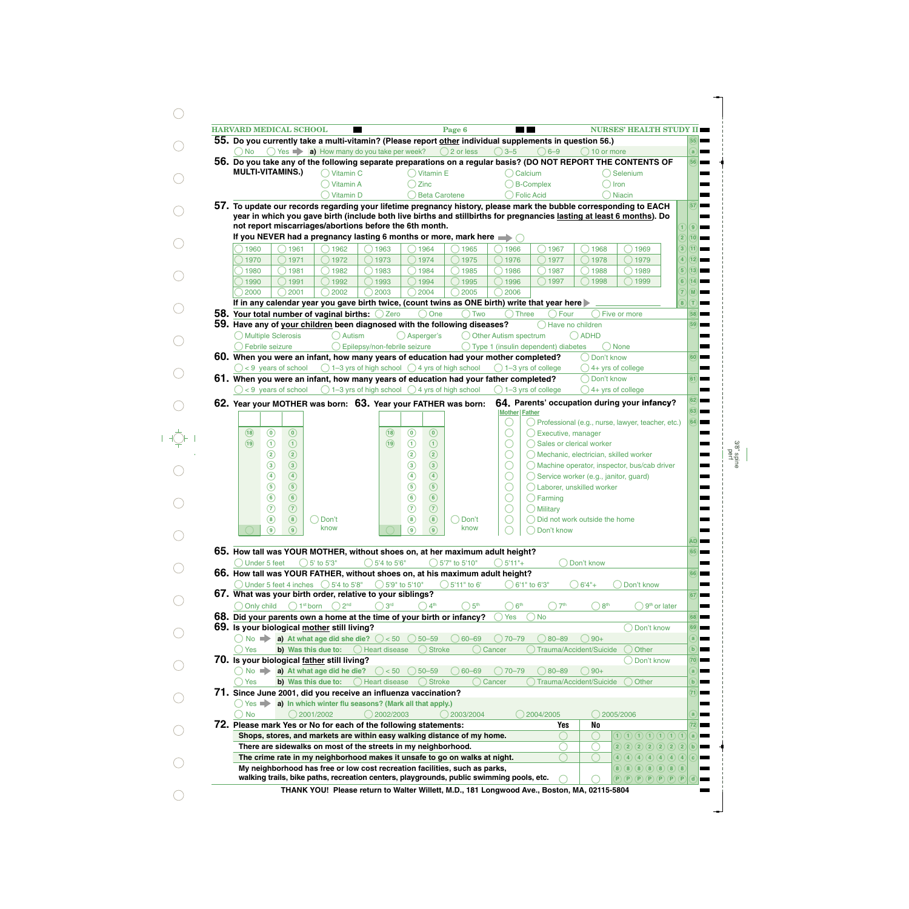**55.** Do you currently take a multi-vitamin? (Please report other individual supplements in question 56.)

◯ No ◯ Yes ➡ **a)** How many do you take per week? ◯ 2 or less ◯ 3–5 ◯ 6–9 ◯ 10 or more

**56.** Do you take any of the following separate preparations on a regular basis? (DO NOT REPORT THE CONTENTS OF MULTI-VITAMINS.)

| | | | |
|---|---|---|---|
| ◯ Vitamin C | ◯ Vitamin E | ◯ Calcium | ◯ Selenium |
| ◯ Vitamin A | ◯ Zinc | ◯ B-Complex | ◯ Iron |
| ◯ Vitamin D | ◯ Beta Carotene | ◯ Folic Acid | ◯ Niacin |

**57.** To update our records regarding your lifetime pregnancy history, please mark the bubble corresponding to EACH year in which you gave birth (include both live births and stillbirths for pregnancies lasting at least 6 months). Do not report miscarriages/abortions before the 6th month.

If you NEVER had a pregnancy lasting 6 months or more, mark here ➡ ◯

| | | | | | | | | | |
|---|---|---|---|---|---|---|---|---|---|
| ◯ 1960 | ◯ 1961 | ◯ 1962 | ◯ 1963 | ◯ 1964 | ◯ 1965 | ◯ 1966 | ◯ 1967 | ◯ 1968 | ◯ 1969 |
| ◯ 1970 | ◯ 1971 | ◯ 1972 | ◯ 1973 | ◯ 1974 | ◯ 1975 | ◯ 1976 | ◯ 1977 | ◯ 1978 | ◯ 1979 |
| ◯ 1980 | ◯ 1981 | ◯ 1982 | ◯ 1983 | ◯ 1984 | ◯ 1985 | ◯ 1986 | ◯ 1987 | ◯ 1988 | ◯ 1989 |
| ◯ 1990 | ◯ 1991 | ◯ 1992 | ◯ 1993 | ◯ 1994 | ◯ 1995 | ◯ 1996 | ◯ 1997 | ◯ 1998 | ◯ 1999 |
| ◯ 2000 | ◯ 2001 | ◯ 2002 | ◯ 2003 | ◯ 2004 | ◯ 2005 | ◯ 2006 | | | |

If in any calendar year you gave birth twice, (count twins as ONE birth) write that year here ▶ ________

**58.** Your total number of vaginal births: ◯ Zero ◯ One ◯ Two ◯ Three ◯ Four ◯ Five or more

**59.** Have any of your children been diagnosed with the following diseases? ◯ Have no children

◯ Multiple Sclerosis ◯ Autism ◯ Asperger's ◯ Other Autism spectrum ◯ ADHD

◯ Febrile seizure ◯ Epilepsy/non-febrile seizure ◯ Type 1 (insulin dependent) diabetes ◯ None

**60.** When you were an infant, how many years of education had your mother completed? ◯ Don't know

◯ < 9 years of school ◯ 1–3 yrs of high school ◯ 4 yrs of high school ◯ 1–3 yrs of college ◯ 4+ yrs of college

**61.** When you were an infant, how many years of education had your father completed? ◯ Don't know

◯ < 9 years of school ◯ 1–3 yrs of high school ◯ 4 yrs of high school ◯ 1–3 yrs of college ◯ 4+ yrs of college

**62.** Year your MOTHER was born: (18) (19) / 0–9 / 0–9 ◯ Don't know

**63.** Year your FATHER was born: (18) (19) / 0–9 / 0–9 ◯ Don't know

**64.** Parents' occupation during your infancy?

| Mother | Father | |
|---|---|---|
| ◯ | ◯ | Professional (e.g., nurse, lawyer, teacher, etc.) |
| ◯ | ◯ | Executive, manager |
| ◯ | ◯ | Sales or clerical worker |
| ◯ | ◯ | Mechanic, electrician, skilled worker |
| ◯ | ◯ | Machine operator, inspector, bus/cab driver |
| ◯ | ◯ | Service worker (e.g., janitor, guard) |
| ◯ | ◯ | Laborer, unskilled worker |
| ◯ | ◯ | Farming |
| ◯ | ◯ | Military |
| ◯ | ◯ | Did not work outside the home |
| ◯ | ◯ | Don't know |

**65.** How tall was YOUR MOTHER, without shoes on, at her maximum adult height?

◯ Under 5 feet ◯ 5' to 5'3" ◯ 5'4 to 5'6" ◯ 5'7" to 5'10" ◯ 5'11"+ ◯ Don't know

**66.** How tall was YOUR FATHER, without shoes on, at his maximum adult height?

◯ Under 5 feet 4 inches ◯ 5'4 to 5'8" ◯ 5'9" to 5'10" ◯ 5'11" to 6' ◯ 6'1" to 6'3" ◯ 6'4"+ ◯ Don't know

**67.** What was your birth order, relative to your siblings?

◯ Only child ◯ 1st born ◯ 2nd ◯ 3rd ◯ 4th ◯ 5th ◯ 6th ◯ 7th ◯ 8th ◯ 9th or later

**68.** Did your parents own a home at the time of your birth or infancy? ◯ Yes ◯ No

**69.** Is your biological mother still living? ◯ Don't know

◯ No ➡ **a) At what age did she die?** ◯ < 50 ◯ 50–59 ◯ 60–69 ◯ 70–79 ◯ 80–89 ◯ 90+

◯ Yes **b) Was this due to:** ◯ Heart disease ◯ Stroke ◯ Cancer ◯ Trauma/Accident/Suicide ◯ Other

**70.** Is your biological father still living? ◯ Don't know

◯ No ➡ **a) At what age did he die?** ◯ < 50 ◯ 50–59 ◯ 60–69 ◯ 70–79 ◯ 80–89 ◯ 90+

◯ Yes **b) Was this due to:** ◯ Heart disease ◯ Stroke ◯ Cancer ◯ Trauma/Accident/Suicide ◯ Other

**71.** Since June 2001, did you receive an influenza vaccination?

◯ Yes ➡ **a) In which winter flu seasons? (Mark all that apply.)**

◯ No ◯ 2001/2002 ◯ 2002/2003 ◯ 2003/2004 ◯ 2004/2005 ◯ 2005/2006

**72.** Please mark Yes or No for each of the following statements:

| | Yes | No |
|---|---|---|
| Shops, stores, and markets are within easy walking distance of my home. | ◯ | ◯ |
| There are sidewalks on most of the streets in my neighborhood. | ◯ | ◯ |
| The crime rate in my neighborhood makes it unsafe to go on walks at night. | ◯ | ◯ |
| My neighborhood has free or low cost recreation facilities, such as parks, walking trails, bike paths, recreation centers, playgrounds, public swimming pools, etc. | ◯ | ◯ |

**THANK YOU! Please return to Walter Willett, M.D., 181 Longwood Ave., Boston, MA, 02115-5804**